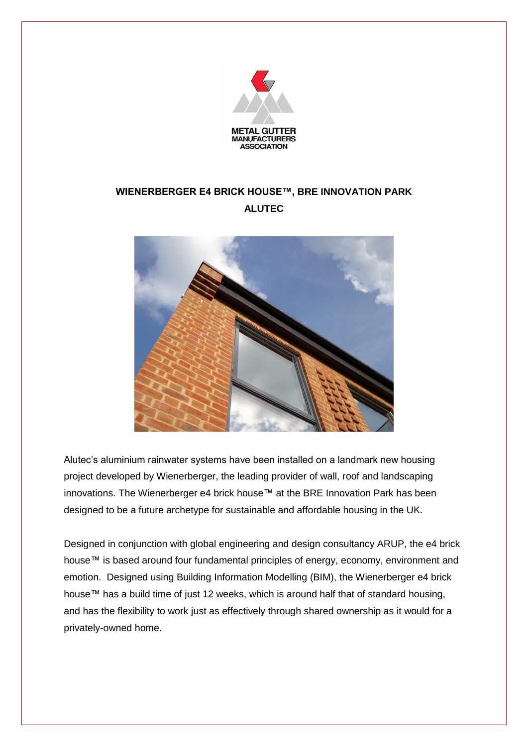# WIENERBERGER E4 BRICK HOUSE™, BRE INNOVATION PARK

## ALUTEC

Alutec's aluminium rainwater systems have been installed on a landmark new housing project developed by Wienerberger, the leading provider of wall, roof and landscaping innovations. The Wienerberger e4 brick house™ at the BRE Innovation Park has been designed to be a future archetype for sustainable and affordable housing in the UK.

Designed in conjunction with global engineering and design consultancy ARUP, the e4 brick house™ is based around four fundamental principles of energy, economy, environment and emotion. Designed using Building Information Modelling (BIM), the Wienerberger e4 brick house™ has a build time of just 12 weeks, which is around half that of standard housing, and has the flexibility to work just as effectively through shared ownership as it would for a privately-owned home.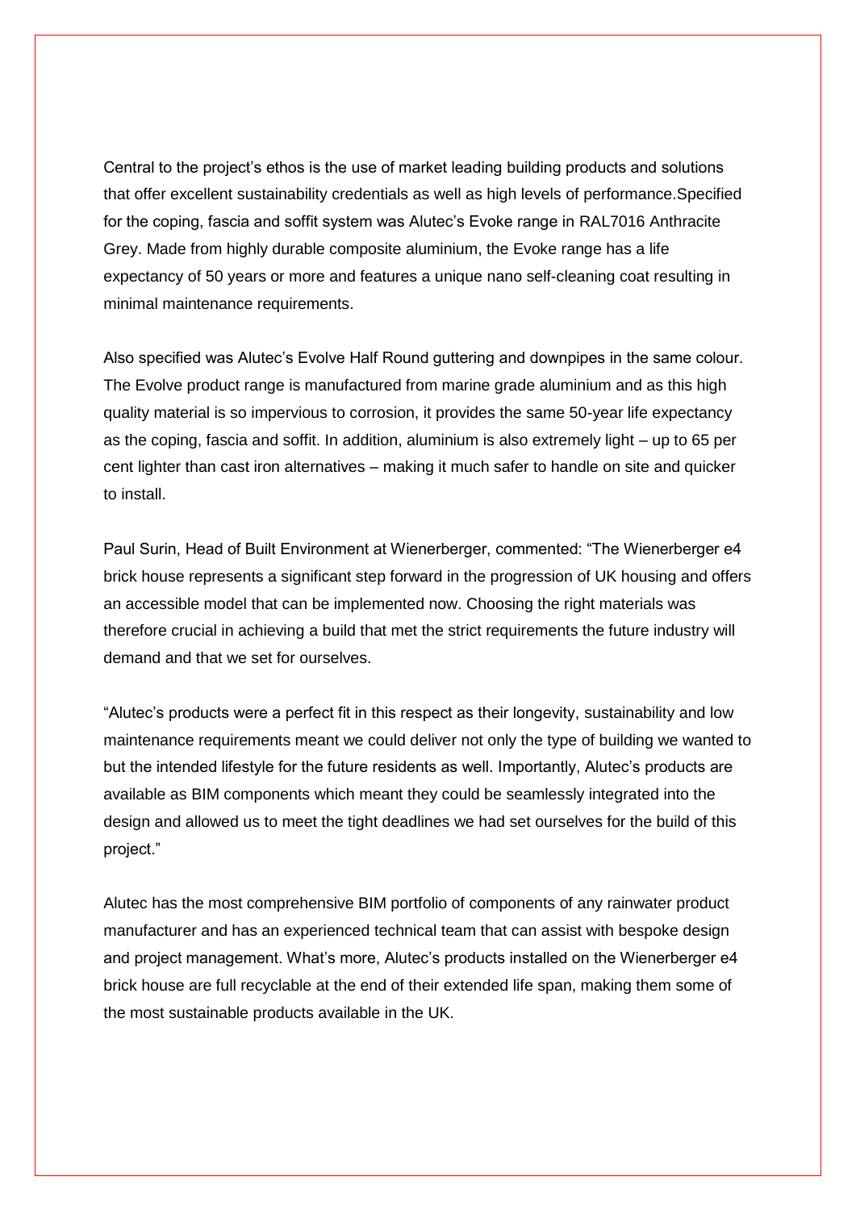Central to the project's ethos is the use of market leading building products and solutions that offer excellent sustainability credentials as well as high levels of performance.Specified for the coping, fascia and soffit system was Alutec's Evoke range in RAL7016 Anthracite Grey. Made from highly durable composite aluminium, the Evoke range has a life expectancy of 50 years or more and features a unique nano self-cleaning coat resulting in minimal maintenance requirements.

Also specified was Alutec's Evolve Half Round guttering and downpipes in the same colour. The Evolve product range is manufactured from marine grade aluminium and as this high quality material is so impervious to corrosion, it provides the same 50-year life expectancy as the coping, fascia and soffit. In addition, aluminium is also extremely light – up to 65 per cent lighter than cast iron alternatives – making it much safer to handle on site and quicker to install.

Paul Surin, Head of Built Environment at Wienerberger, commented: "The Wienerberger e4 brick house represents a significant step forward in the progression of UK housing and offers an accessible model that can be implemented now. Choosing the right materials was therefore crucial in achieving a build that met the strict requirements the future industry will demand and that we set for ourselves.

"Alutec's products were a perfect fit in this respect as their longevity, sustainability and low maintenance requirements meant we could deliver not only the type of building we wanted to but the intended lifestyle for the future residents as well. Importantly, Alutec's products are available as BIM components which meant they could be seamlessly integrated into the design and allowed us to meet the tight deadlines we had set ourselves for the build of this project."

Alutec has the most comprehensive BIM portfolio of components of any rainwater product manufacturer and has an experienced technical team that can assist with bespoke design and project management. What's more, Alutec's products installed on the Wienerberger e4 brick house are full recyclable at the end of their extended life span, making them some of the most sustainable products available in the UK.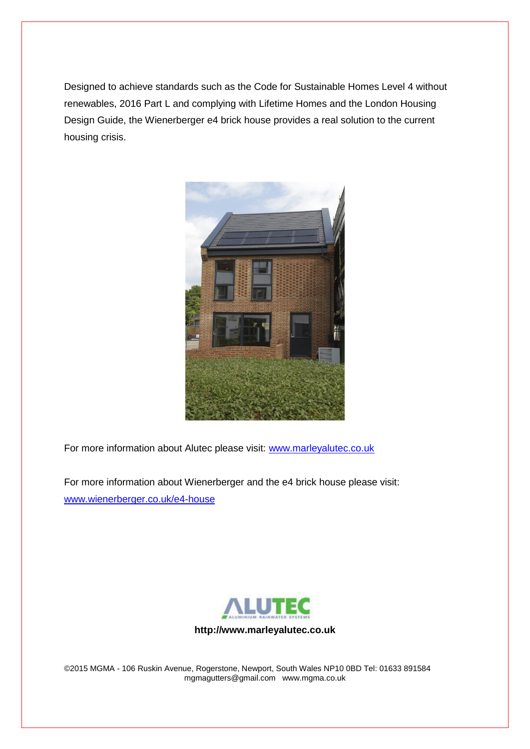Designed to achieve standards such as the Code for Sustainable Homes Level 4 without renewables, 2016 Part L and complying with Lifetime Homes and the London Housing Design Guide, the Wienerberger e4 brick house provides a real solution to the current housing crisis.

For more information about Alutec please visit: [www.marleyalutec.co.uk](http://www.marleyalutec.co.uk)

For more information about Wienerberger and the e4 brick house please visit: [www.wienerberger.co.uk/e4-house](http://www.wienerberger.co.uk/e4-house)

ALUTEC ALUMINIUM RAINWATER SYSTEMS

**http://www.marleyalutec.co.uk**

©2015 MGMA - 106 Ruskin Avenue, Rogerstone, Newport, South Wales NP10 0BD Tel: 01633 891584
mgmagutters@gmail.com www.mgma.co.uk